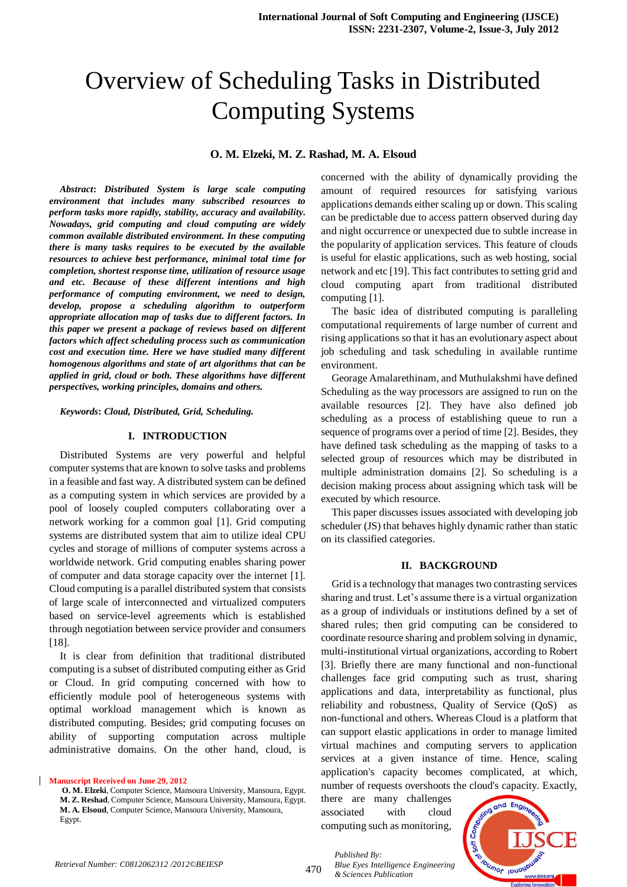# Overview of Scheduling Tasks in Distributed Computing Systems

**O. M. Elzeki, M. Z. Rashad, M. A. Elsoud**

***Abstract*****:** ***Distributed System is large scale computing environment that includes many subscribed resources to perform tasks more rapidly, stability, accuracy and availability. Nowadays, grid computing and cloud computing are widely common available distributed environment. In these computing there is many tasks requires to be executed by the available resources to achieve best performance, minimal total time for completion, shortest response time, utilization of resource usage and etc. Because of these different intentions and high performance of computing environment, we need to design, develop, propose a scheduling algorithm to outperform appropriate allocation map of tasks due to different factors. In this paper we present a package of reviews based on different factors which affect scheduling process such as communication cost and execution time. Here we have studied many different homogenous algorithms and state of art algorithms that can be applied in grid, cloud or both. These algorithms have different perspectives, working principles, domains and others.***

***Keywords*****:** ***Cloud, Distributed, Grid, Scheduling.***

## I. INTRODUCTION

Distributed Systems are very powerful and helpful computer systems that are known to solve tasks and problems in a feasible and fast way. A distributed system can be defined as a computing system in which services are provided by a pool of loosely coupled computers collaborating over a network working for a common goal [1]. Grid computing systems are distributed system that aim to utilize ideal CPU cycles and storage of millions of computer systems across a worldwide network. Grid computing enables sharing power of computer and data storage capacity over the internet [1]. Cloud computing is a parallel distributed system that consists of large scale of interconnected and virtualized computers based on service-level agreements which is established through negotiation between service provider and consumers [18].

It is clear from definition that traditional distributed computing is a subset of distributed computing either as Grid or Cloud. In grid computing concerned with how to efficiently module pool of heterogeneous systems with optimal workload management which is known as distributed computing. Besides; grid computing focuses on ability of supporting computation across multiple administrative domains. On the other hand, cloud, is concerned with the ability of dynamically providing the amount of required resources for satisfying various applications demands either scaling up or down. This scaling can be predictable due to access pattern observed during day and night occurrence or unexpected due to subtle increase in the popularity of application services. This feature of clouds is useful for elastic applications, such as web hosting, social network and etc [19]. This fact contributes to setting grid and cloud computing apart from traditional distributed computing [1].

The basic idea of distributed computing is paralleling computational requirements of large number of current and rising applications so that it has an evolutionary aspect about job scheduling and task scheduling in available runtime environment.

Georage Amalarethinam, and Muthulakshmi have defined Scheduling as the way processors are assigned to run on the available resources [2]. They have also defined job scheduling as a process of establishing queue to run a sequence of programs over a period of time [2]. Besides, they have defined task scheduling as the mapping of tasks to a selected group of resources which may be distributed in multiple administration domains [2]. So scheduling is a decision making process about assigning which task will be executed by which resource.

This paper discusses issues associated with developing job scheduler (JS) that behaves highly dynamic rather than static on its classified categories.

## II. BACKGROUND

Grid is a technology that manages two contrasting services sharing and trust. Let's assume there is a virtual organization as a group of individuals or institutions defined by a set of shared rules; then grid computing can be considered to coordinate resource sharing and problem solving in dynamic, multi-institutional virtual organizations, according to Robert [3]. Briefly there are many functional and non-functional challenges face grid computing such as trust, sharing applications and data, interpretability as functional, plus reliability and robustness, Quality of Service (QoS) as non-functional and others. Whereas Cloud is a platform that can support elastic applications in order to manage limited virtual machines and computing servers to application services at a given instance of time. Hence, scaling application's capacity becomes complicated, at which, number of requests overshoots the cloud's capacity. Exactly, there are many challenges associated with cloud computing such as monitoring,

**Manuscript Received on June 29, 2012**

**O. M. Elzeki**, Computer Science, Mansoura University, Mansoura, Egypt.
**M. Z. Reshad**, Computer Science, Mansoura University, Mansoura, Egypt.
**M. A. Elsoud**, Computer Science, Mansoura University, Mansoura, Egypt.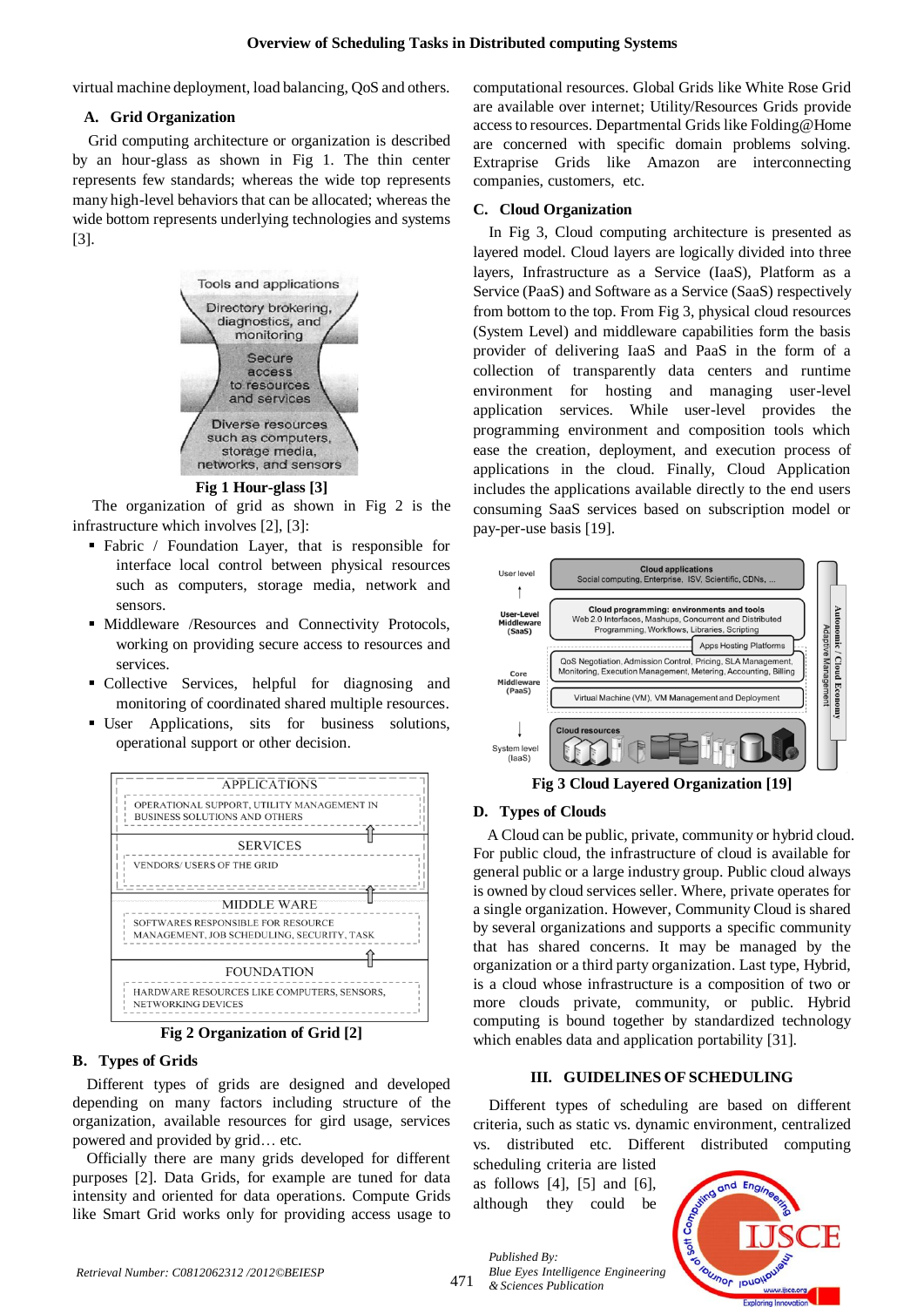virtual machine deployment, load balancing, QoS and others.

### A. Grid Organization

Grid computing architecture or organization is described by an hour-glass as shown in Fig 1. The thin center represents few standards; whereas the wide top represents many high-level behaviors that can be allocated; whereas the wide bottom represents underlying technologies and systems [3].

**Fig 1 Hour-glass [3]**

The organization of grid as shown in Fig 2 is the infrastructure which involves [2], [3]:

- Fabric / Foundation Layer, that is responsible for interface local control between physical resources such as computers, storage media, network and sensors.
- Middleware /Resources and Connectivity Protocols, working on providing secure access to resources and services.
- Collective Services, helpful for diagnosing and monitoring of coordinated shared multiple resources.
- User Applications, sits for business solutions, operational support or other decision.

**Fig 2 Organization of Grid [2]**

### B. Types of Grids

Different types of grids are designed and developed depending on many factors including structure of the organization, available resources for gird usage, services powered and provided by grid… etc.

Officially there are many grids developed for different purposes [2]. Data Grids, for example are tuned for data intensity and oriented for data operations. Compute Grids like Smart Grid works only for providing access usage to computational resources. Global Grids like White Rose Grid are available over internet; Utility/Resources Grids provide access to resources. Departmental Grids like Folding@Home are concerned with specific domain problems solving. Extraprise Grids like Amazon are interconnecting companies, customers, etc.

### C. Cloud Organization

In Fig 3, Cloud computing architecture is presented as layered model. Cloud layers are logically divided into three layers, Infrastructure as a Service (IaaS), Platform as a Service (PaaS) and Software as a Service (SaaS) respectively from bottom to the top. From Fig 3, physical cloud resources (System Level) and middleware capabilities form the basis provider of delivering IaaS and PaaS in the form of a collection of transparently data centers and runtime environment for hosting and managing user-level application services. While user-level provides the programming environment and composition tools which ease the creation, deployment, and execution process of applications in the cloud. Finally, Cloud Application includes the applications available directly to the end users consuming SaaS services based on subscription model or pay-per-use basis [19].

**Fig 3 Cloud Layered Organization [19]**

### D. Types of Clouds

A Cloud can be public, private, community or hybrid cloud. For public cloud, the infrastructure of cloud is available for general public or a large industry group. Public cloud always is owned by cloud services seller. Where, private operates for a single organization. However, Community Cloud is shared by several organizations and supports a specific community that has shared concerns. It may be managed by the organization or a third party organization. Last type, Hybrid, is a cloud whose infrastructure is a composition of two or more clouds private, community, or public. Hybrid computing is bound together by standardized technology which enables data and application portability [31].

## III. GUIDELINES OF SCHEDULING

Different types of scheduling are based on different criteria, such as static vs. dynamic environment, centralized vs. distributed etc. Different distributed computing scheduling criteria are listed as follows [4], [5] and [6], although they could be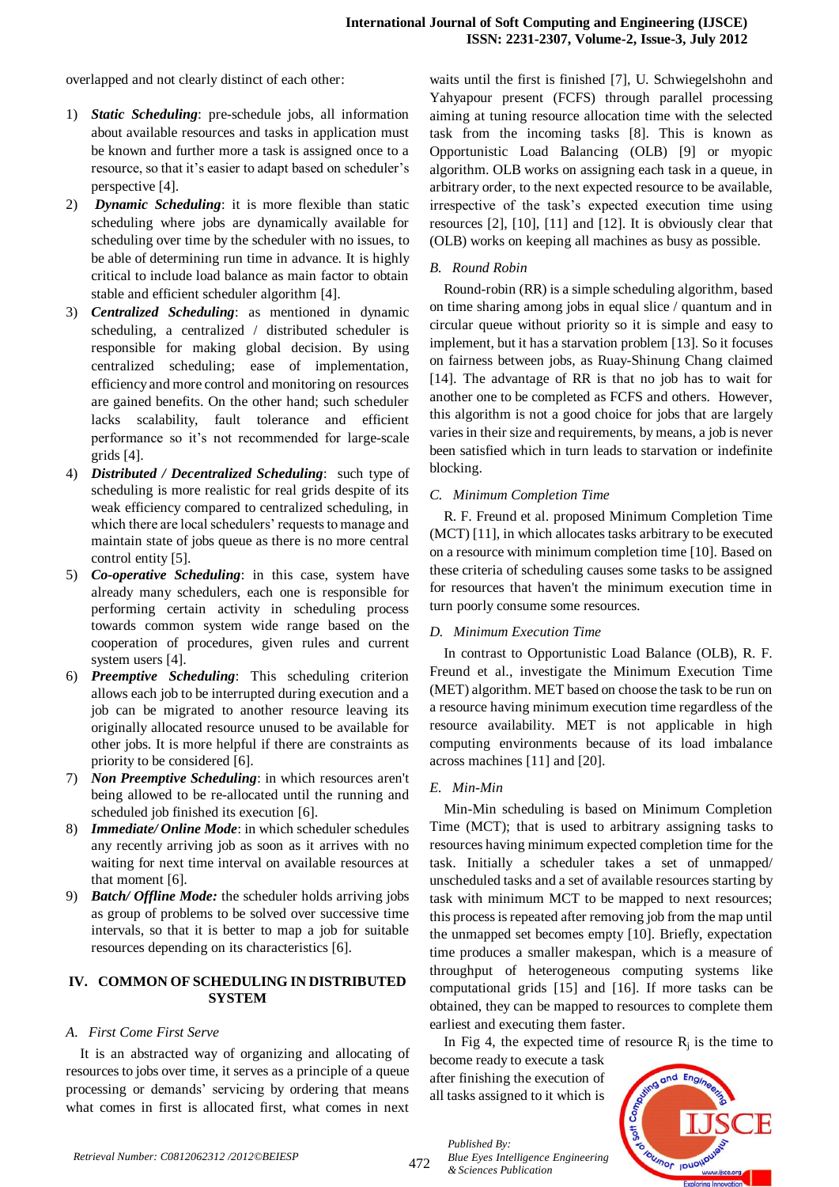overlapped and not clearly distinct of each other:

1) ***Static Scheduling***: pre-schedule jobs, all information about available resources and tasks in application must be known and further more a task is assigned once to a resource, so that it's easier to adapt based on scheduler's perspective [4].
2) ***Dynamic Scheduling***: it is more flexible than static scheduling where jobs are dynamically available for scheduling over time by the scheduler with no issues, to be able of determining run time in advance. It is highly critical to include load balance as main factor to obtain stable and efficient scheduler algorithm [4].
3) ***Centralized Scheduling***: as mentioned in dynamic scheduling, a centralized / distributed scheduler is responsible for making global decision. By using centralized scheduling; ease of implementation, efficiency and more control and monitoring on resources are gained benefits. On the other hand; such scheduler lacks scalability, fault tolerance and efficient performance so it's not recommended for large-scale grids [4].
4) ***Distributed / Decentralized Scheduling***: such type of scheduling is more realistic for real grids despite of its weak efficiency compared to centralized scheduling, in which there are local schedulers' requests to manage and maintain state of jobs queue as there is no more central control entity [5].
5) ***Co-operative Scheduling***: in this case, system have already many schedulers, each one is responsible for performing certain activity in scheduling process towards common system wide range based on the cooperation of procedures, given rules and current system users [4].
6) ***Preemptive Scheduling***: This scheduling criterion allows each job to be interrupted during execution and a job can be migrated to another resource leaving its originally allocated resource unused to be available for other jobs. It is more helpful if there are constraints as priority to be considered [6].
7) ***Non Preemptive Scheduling***: in which resources aren't being allowed to be re-allocated until the running and scheduled job finished its execution [6].
8) ***Immediate/ Online Mode***: in which scheduler schedules any recently arriving job as soon as it arrives with no waiting for next time interval on available resources at that moment [6].
9) ***Batch/ Offline Mode:*** the scheduler holds arriving jobs as group of problems to be solved over successive time intervals, so that it is better to map a job for suitable resources depending on its characteristics [6].

## IV. COMMON OF SCHEDULING IN DISTRIBUTED SYSTEM

### *A. First Come First Serve*

It is an abstracted way of organizing and allocating of resources to jobs over time, it serves as a principle of a queue processing or demands' servicing by ordering that means what comes in first is allocated first, what comes in next waits until the first is finished [7], U. Schwiegelshohn and Yahyapour present (FCFS) through parallel processing aiming at tuning resource allocation time with the selected task from the incoming tasks [8]. This is known as Opportunistic Load Balancing (OLB) [9] or myopic algorithm. OLB works on assigning each task in a queue, in arbitrary order, to the next expected resource to be available, irrespective of the task's expected execution time using resources [2], [10], [11] and [12]. It is obviously clear that (OLB) works on keeping all machines as busy as possible.

### *B. Round Robin*

Round-robin (RR) is a simple scheduling algorithm, based on time sharing among jobs in equal slice / quantum and in circular queue without priority so it is simple and easy to implement, but it has a starvation problem [13]. So it focuses on fairness between jobs, as Ruay-Shinung Chang claimed [14]. The advantage of RR is that no job has to wait for another one to be completed as FCFS and others. However, this algorithm is not a good choice for jobs that are largely varies in their size and requirements, by means, a job is never been satisfied which in turn leads to starvation or indefinite blocking.

### *C. Minimum Completion Time*

R. F. Freund et al. proposed Minimum Completion Time (MCT) [11], in which allocates tasks arbitrary to be executed on a resource with minimum completion time [10]. Based on these criteria of scheduling causes some tasks to be assigned for resources that haven't the minimum execution time in turn poorly consume some resources.

### *D. Minimum Execution Time*

In contrast to Opportunistic Load Balance (OLB), R. F. Freund et al., investigate the Minimum Execution Time (MET) algorithm. MET based on choose the task to be run on a resource having minimum execution time regardless of the resource availability. MET is not applicable in high computing environments because of its load imbalance across machines [11] and [20].

### *E. Min-Min*

Min-Min scheduling is based on Minimum Completion Time (MCT); that is used to arbitrary assigning tasks to resources having minimum expected completion time for the task. Initially a scheduler takes a set of unmapped/ unscheduled tasks and a set of available resources starting by task with minimum MCT to be mapped to next resources; this process is repeated after removing job from the map until the unmapped set becomes empty [10]. Briefly, expectation time produces a smaller makespan, which is a measure of throughput of heterogeneous computing systems like computational grids [15] and [16]. If more tasks can be obtained, they can be mapped to resources to complete them earliest and executing them faster.

In Fig 4, the expected time of resource $R_j$ is the time to become ready to execute a task after finishing the execution of all tasks assigned to it which is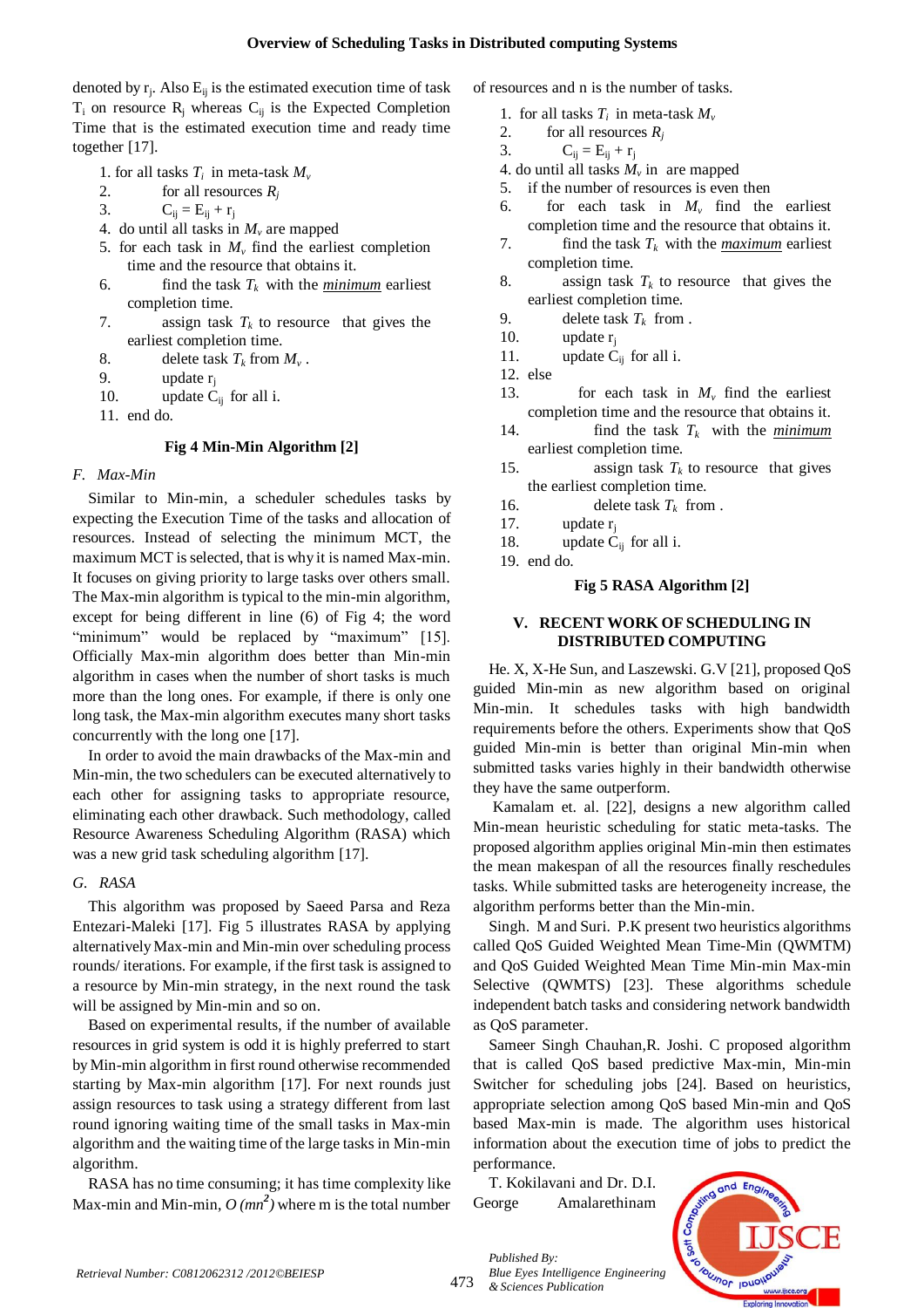denoted by $r_j$. Also $E_{ij}$ is the estimated execution time of task $T_i$ on resource $R_j$ whereas $C_{ij}$ is the Expected Completion Time that is the estimated execution time and ready time together [17].

1. for all tasks $T_i$ in meta-task $M_v$
2. for all resources $R_j$
3. $C_{ij} = E_{ij} + r_j$
4. do until all tasks in $M_v$ are mapped
5. for each task in $M_v$ find the earliest completion time and the resource that obtains it.
6. find the task $T_k$ with the ***minimum*** earliest completion time.
7. assign task $T_k$ to resource that gives the earliest completion time.
8. delete task $T_k$ from $M_v$ .
9. update $r_j$
10. update $C_{ij}$ for all i.
11. end do.

**Fig 4 Min-Min Algorithm [2]**

### *F. Max-Min*

Similar to Min-min, a scheduler schedules tasks by expecting the Execution Time of the tasks and allocation of resources. Instead of selecting the minimum MCT, the maximum MCT is selected, that is why it is named Max-min. It focuses on giving priority to large tasks over others small. The Max-min algorithm is typical to the min-min algorithm, except for being different in line (6) of Fig 4; the word "minimum" would be replaced by "maximum" [15]. Officially Max-min algorithm does better than Min-min algorithm in cases when the number of short tasks is much more than the long ones. For example, if there is only one long task, the Max-min algorithm executes many short tasks concurrently with the long one [17].

In order to avoid the main drawbacks of the Max-min and Min-min, the two schedulers can be executed alternatively to each other for assigning tasks to appropriate resource, eliminating each other drawback. Such methodology, called Resource Awareness Scheduling Algorithm (RASA) which was a new grid task scheduling algorithm [17].

### *G. RASA*

This algorithm was proposed by Saeed Parsa and Reza Entezari-Maleki [17]. Fig 5 illustrates RASA by applying alternatively Max-min and Min-min over scheduling process rounds/ iterations. For example, if the first task is assigned to a resource by Min-min strategy, in the next round the task will be assigned by Min-min and so on.

Based on experimental results, if the number of available resources in grid system is odd it is highly preferred to start by Min-min algorithm in first round otherwise recommended starting by Max-min algorithm [17]. For next rounds just assign resources to task using a strategy different from last round ignoring waiting time of the small tasks in Max-min algorithm and the waiting time of the large tasks in Min-min algorithm.

RASA has no time consuming; it has time complexity like Max-min and Min-min, $O(mn^2)$ where m is the total number of resources and n is the number of tasks.

1. for all tasks $T_i$ in meta-task $M_v$
2. for all resources $R_j$
3. $C_{ij} = E_{ij} + r_j$
4. do until all tasks $M_v$ in are mapped
5. if the number of resources is even then
6. for each task in $M_v$ find the earliest completion time and the resource that obtains it.
7. find the task $T_k$ with the ***maximum*** earliest completion time.
8. assign task $T_k$ to resource that gives the earliest completion time.
9. delete task $T_k$ from .
10. update $r_j$
11. update $C_{ij}$ for all i.
12. else
13. for each task in $M_v$ find the earliest completion time and the resource that obtains it.
14. find the task $T_k$ with the ***minimum*** earliest completion time.
15. assign task $T_k$ to resource that gives the earliest completion time.
16. delete task $T_k$ from .
17. update $r_j$
18. update $C_{ij}$ for all i.
19. end do.

**Fig 5 RASA Algorithm [2]**

## V. RECENT WORK OF SCHEDULING IN DISTRIBUTED COMPUTING

He. X, X-He Sun, and Laszewski. G.V [21], proposed QoS guided Min-min as new algorithm based on original Min-min. It schedules tasks with high bandwidth requirements before the others. Experiments show that QoS guided Min-min is better than original Min-min when submitted tasks varies highly in their bandwidth otherwise they have the same outperform.

Kamalam et. al. [22], designs a new algorithm called Min-mean heuristic scheduling for static meta-tasks. The proposed algorithm applies original Min-min then estimates the mean makespan of all the resources finally reschedules tasks. While submitted tasks are heterogeneity increase, the algorithm performs better than the Min-min.

Singh. M and Suri. P.K present two heuristics algorithms called QoS Guided Weighted Mean Time-Min (QWMTM) and QoS Guided Weighted Mean Time Min-min Max-min Selective (QWMTS) [23]. These algorithms schedule independent batch tasks and considering network bandwidth as QoS parameter.

Sameer Singh Chauhan,R. Joshi. C proposed algorithm that is called QoS based predictive Max-min, Min-min Switcher for scheduling jobs [24]. Based on heuristics, appropriate selection among QoS based Min-min and QoS based Max-min is made. The algorithm uses historical information about the execution time of jobs to predict the performance.

T. Kokilavani and Dr. D.I. George Amalarethinam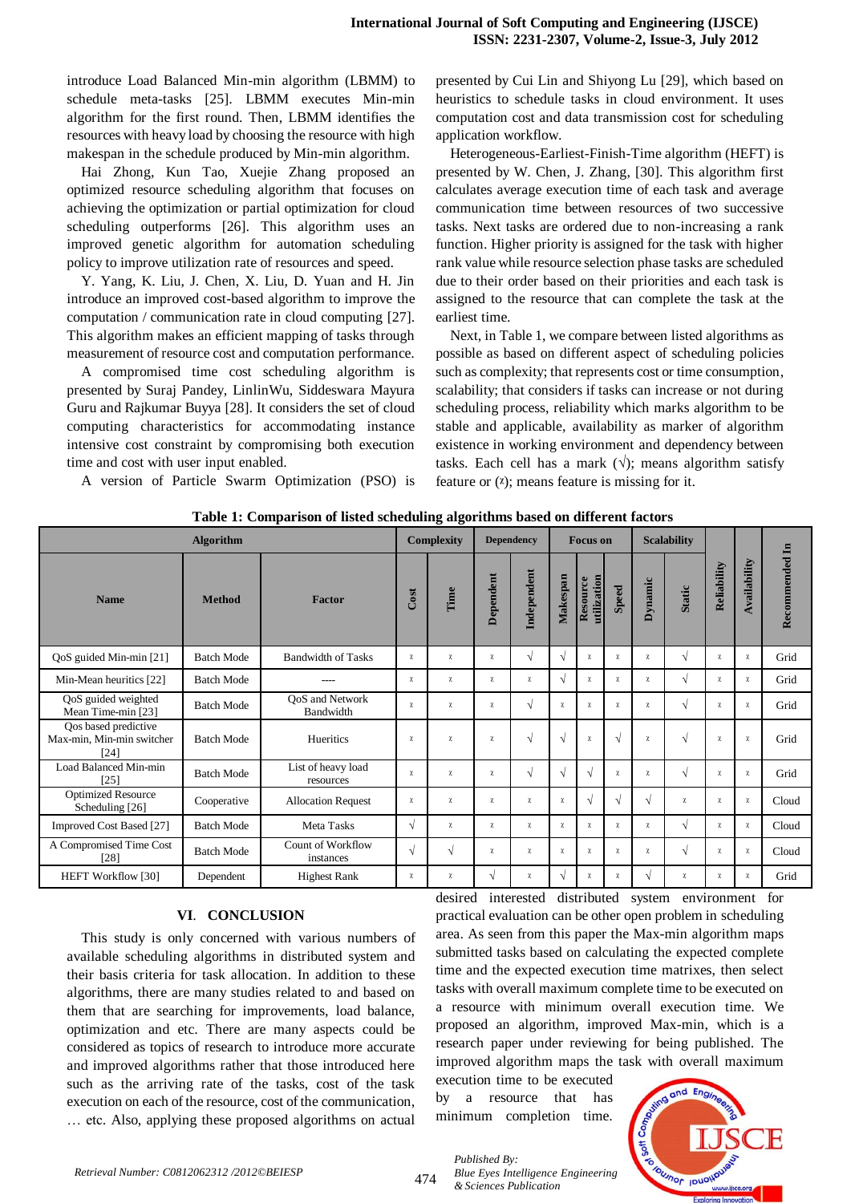introduce Load Balanced Min-min algorithm (LBMM) to schedule meta-tasks [25]. LBMM executes Min-min algorithm for the first round. Then, LBMM identifies the resources with heavy load by choosing the resource with high makespan in the schedule produced by Min-min algorithm.

Hai Zhong, Kun Tao, Xuejie Zhang proposed an optimized resource scheduling algorithm that focuses on achieving the optimization or partial optimization for cloud scheduling outperforms [26]. This algorithm uses an improved genetic algorithm for automation scheduling policy to improve utilization rate of resources and speed.

Y. Yang, K. Liu, J. Chen, X. Liu, D. Yuan and H. Jin introduce an improved cost-based algorithm to improve the computation / communication rate in cloud computing [27]. This algorithm makes an efficient mapping of tasks through measurement of resource cost and computation performance.

A compromised time cost scheduling algorithm is presented by Suraj Pandey, LinlinWu, Siddeswara Mayura Guru and Rajkumar Buyya [28]. It considers the set of cloud computing characteristics for accommodating instance intensive cost constraint by compromising both execution time and cost with user input enabled.

A version of Particle Swarm Optimization (PSO) is presented by Cui Lin and Shiyong Lu [29], which based on heuristics to schedule tasks in cloud environment. It uses computation cost and data transmission cost for scheduling application workflow.

Heterogeneous-Earliest-Finish-Time algorithm (HEFT) is presented by W. Chen, J. Zhang, [30]. This algorithm first calculates average execution time of each task and average communication time between resources of two successive tasks. Next tasks are ordered due to non-increasing a rank function. Higher priority is assigned for the task with higher rank value while resource selection phase tasks are scheduled due to their order based on their priorities and each task is assigned to the resource that can complete the task at the earliest time.

Next, in Table 1, we compare between listed algorithms as possible as based on different aspect of scheduling policies such as complexity; that represents cost or time consumption, scalability; that considers if tasks can increase or not during scheduling process, reliability which marks algorithm to be stable and applicable, availability as marker of algorithm existence in working environment and dependency between tasks. Each cell has a mark (√); means algorithm satisfy feature or (χ); means feature is missing for it.

**Table 1: Comparison of listed scheduling algorithms based on different factors**

| Algorithm | | | Complexity | | Dependency | | Focus on | | | Scalability | | Reliability | Availability | Recommended In |
|---|---|---|---|---|---|---|---|---|---|---|---|---|---|---|
| Name | Method | Factor | Cost | Time | Dependent | Independent | Makespan | Resource utilization | Speed | Dynamic | Static | | | |
| QoS guided Min-min [21] | Batch Mode | Bandwidth of Tasks | χ | χ | χ | √ | √ | χ | χ | χ | √ | χ | χ | Grid |
| Min-Mean heuritics [22] | Batch Mode | ---- | χ | χ | χ | χ | √ | χ | χ | χ | √ | χ | χ | Grid |
| QoS guided weighted Mean Time-min [23] | Batch Mode | QoS and Network Bandwidth | χ | χ | χ | √ | χ | χ | χ | χ | √ | χ | χ | Grid |
| Qos based predictive Max-min, Min-min switcher [24] | Batch Mode | Hueritics | χ | χ | χ | √ | √ | χ | √ | χ | √ | χ | χ | Grid |
| Load Balanced Min-min [25] | Batch Mode | List of heavy load resources | χ | χ | χ | √ | √ | √ | χ | χ | √ | χ | χ | Grid |
| Optimized Resource Scheduling [26] | Cooperative | Allocation Request | χ | χ | χ | χ | χ | √ | √ | √ | χ | χ | χ | Cloud |
| Improved Cost Based [27] | Batch Mode | Meta Tasks | √ | χ | χ | χ | χ | χ | χ | χ | √ | χ | χ | Cloud |
| A Compromised Time Cost [28] | Batch Mode | Count of Workflow instances | √ | √ | χ | χ | χ | χ | χ | χ | √ | χ | χ | Cloud |
| HEFT Workflow [30] | Dependent | Highest Rank | χ | χ | √ | χ | √ | χ | χ | √ | χ | χ | χ | Grid |

## VI. CONCLUSION

This study is only concerned with various numbers of available scheduling algorithms in distributed system and their basis criteria for task allocation. In addition to these algorithms, there are many studies related to and based on them that are searching for improvements, load balance, optimization and etc. There are many aspects could be considered as topics of research to introduce more accurate and improved algorithms rather that those introduced here such as the arriving rate of the tasks, cost of the task execution on each of the resource, cost of the communication, … etc. Also, applying these proposed algorithms on actual desired interested distributed system environment for practical evaluation can be other open problem in scheduling area. As seen from this paper the Max-min algorithm maps submitted tasks based on calculating the expected complete time and the expected execution time matrixes, then select tasks with overall maximum complete time to be executed on a resource with minimum overall execution time. We proposed an algorithm, improved Max-min, which is a research paper under reviewing for being published. The improved algorithm maps the task with overall maximum execution time to be executed by a resource that has minimum completion time.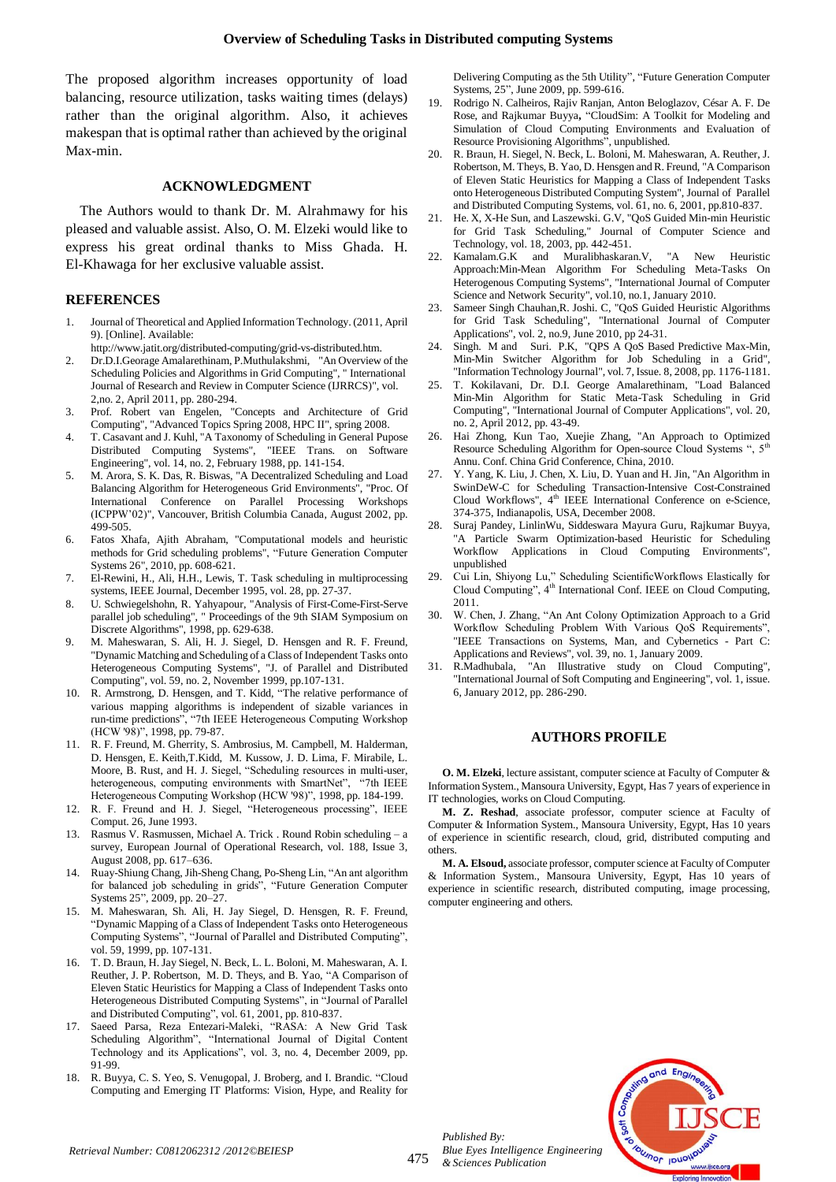The proposed algorithm increases opportunity of load balancing, resource utilization, tasks waiting times (delays) rather than the original algorithm. Also, it achieves makespan that is optimal rather than achieved by the original Max-min.

## ACKNOWLEDGMENT

The Authors would to thank Dr. M. Alrahmawy for his pleased and valuable assist. Also, O. M. Elzeki would like to express his great ordinal thanks to Miss Ghada. H. El-Khawaga for her exclusive valuable assist.

## REFERENCES

1. Journal of Theoretical and Applied Information Technology. (2011, April 9). [Online]. Available: http://www.jatit.org/distributed-computing/grid-vs-distributed.htm.
2. Dr.D.I.Georage Amalarethinam, P.Muthulakshmi, "An Overview of the Scheduling Policies and Algorithms in Grid Computing", " International Journal of Research and Review in Computer Science (IJRRCS)", vol. 2,no. 2, April 2011, pp. 280-294.
3. Prof. Robert van Engelen, "Concepts and Architecture of Grid Computing", "Advanced Topics Spring 2008, HPC II", spring 2008.
4. T. Casavant and J. Kuhl, "A Taxonomy of Scheduling in General Pupose Distributed Computing Systems", "IEEE Trans. on Software Engineering", vol. 14, no. 2, February 1988, pp. 141-154.
5. M. Arora, S. K. Das, R. Biswas, "A Decentralized Scheduling and Load Balancing Algorithm for Heterogeneous Grid Environments", "Proc. Of International Conference on Parallel Processing Workshops (ICPPW'02)", Vancouver, British Columbia Canada, August 2002, pp. 499-505.
6. Fatos Xhafa, Ajith Abraham, "Computational models and heuristic methods for Grid scheduling problems", "Future Generation Computer Systems 26", 2010, pp. 608-621.
7. El-Rewini, H., Ali, H.H., Lewis, T. Task scheduling in multiprocessing systems, IEEE Journal, December 1995, vol. 28, pp. 27-37.
8. U. Schwiegelshohn, R. Yahyapour, "Analysis of First-Come-First-Serve parallel job scheduling", " Proceedings of the 9th SIAM Symposium on Discrete Algorithms", 1998, pp. 629-638.
9. M. Maheswaran, S. Ali, H. J. Siegel, D. Hensgen and R. F. Freund, "Dynamic Matching and Scheduling of a Class of Independent Tasks onto Heterogeneous Computing Systems", "J. of Parallel and Distributed Computing", vol. 59, no. 2, November 1999, pp.107-131.
10. R. Armstrong, D. Hensgen, and T. Kidd, "The relative performance of various mapping algorithms is independent of sizable variances in run-time predictions", "7th IEEE Heterogeneous Computing Workshop (HCW '98)", 1998, pp. 79-87.
11. R. F. Freund, M. Gherrity, S. Ambrosius, M. Campbell, M. Halderman, D. Hensgen, E. Keith,T.Kidd, M. Kussow, J. D. Lima, F. Mirabile, L. Moore, B. Rust, and H. J. Siegel, "Scheduling resources in multi-user, heterogeneous, computing environments with SmartNet", "7th IEEE Heterogeneous Computing Workshop (HCW '98)", 1998, pp. 184-199.
12. R. F. Freund and H. J. Siegel, "Heterogeneous processing", IEEE Comput. 26, June 1993.
13. Rasmus V. Rasmussen, Michael A. Trick . Round Robin scheduling – a survey, European Journal of Operational Research, vol. 188, Issue 3, August 2008, pp. 617–636.
14. Ruay-Shiung Chang, Jih-Sheng Chang, Po-Sheng Lin, "An ant algorithm for balanced job scheduling in grids", "Future Generation Computer Systems 25", 2009, pp. 20–27.
15. M. Maheswaran, Sh. Ali, H. Jay Siegel, D. Hensgen, R. F. Freund, "Dynamic Mapping of a Class of Independent Tasks onto Heterogeneous Computing Systems", "Journal of Parallel and Distributed Computing", vol. 59, no. 2, 1999, pp. 107-131.
16. T. D. Braun, H. Jay Siegel, N. Beck, L. L. Boloni, M. Maheswaran, A. I. Reuther, J. P. Robertson, M. D. Theys, and B. Yao, "A Comparison of Eleven Static Heuristics for Mapping a Class of Independent Tasks onto Heterogeneous Distributed Computing Systems", in "Journal of Parallel and Distributed Computing", vol. 61, 2001, pp. 810-837.
17. Saeed Parsa, Reza Entezari-Maleki, "RASA: A New Grid Task Scheduling Algorithm", "International Journal of Digital Content Technology and its Applications", vol. 3, no. 4, December 2009, pp. 91-99.
18. R. Buyya, C. S. Yeo, S. Venugopal, J. Broberg, and I. Brandic. "Cloud Computing and Emerging IT Platforms: Vision, Hype, and Reality for Delivering Computing as the 5th Utility", "Future Generation Computer Systems, 25", June 2009, pp. 599-616.
19. Rodrigo N. Calheiros, Rajiv Ranjan, Anton Beloglazov, César A. F. De Rose, and Rajkumar Buyya, "CloudSim: A Toolkit for Modeling and Simulation of Cloud Computing Environments and Evaluation of Resource Provisioning Algorithms", unpublished.
20. R. Braun, H. Siegel, N. Beck, L. Boloni, M. Maheswaran, A. Reuther, J. Robertson, M. Theys, B. Yao, D. Hensgen and R. Freund, "A Comparison of Eleven Static Heuristics for Mapping a Class of Independent Tasks onto Heterogeneous Distributed Computing System", Journal of Parallel and Distributed Computing Systems, vol. 61, no. 6, 2001, pp.810-837.
21. He. X, X-He Sun, and Laszewski. G.V, "QoS Guided Min-min Heuristic for Grid Task Scheduling," Journal of Computer Science and Technology, vol. 18, 2003, pp. 442-451.
22. Kamalam.G.K and Muralibhaskaran.V, "A New Heuristic Approach:Min-Mean Algorithm For Scheduling Meta-Tasks On Heterogenous Computing Systems", "International Journal of Computer Science and Network Security", vol.10, no.1, January 2010.
23. Sameer Singh Chauhan,R. Joshi. C, "QoS Guided Heuristic Algorithms for Grid Task Scheduling", "International Journal of Computer Applications", vol. 2, no.9, June 2010, pp 24-31.
24. Singh. M and Suri. P.K, "QPS A QoS Based Predictive Max-Min, Min-Min Switcher Algorithm for Job Scheduling in a Grid", "Information Technology Journal", vol. 7, Issue. 8, 2008, pp. 1176-1181.
25. T. Kokilavani, Dr. D.I. George Amalarethinam, "Load Balanced Min-Min Algorithm for Static Meta-Task Scheduling in Grid Computing", "International Journal of Computer Applications", vol. 20, no. 2, April 2012, pp. 43-49.
26. Hai Zhong, Kun Tao, Xuejie Zhang, "An Approach to Optimized Resource Scheduling Algorithm for Open-source Cloud Systems ", 5th Annu. Conf. China Grid Conference, China, 2010.
27. Y. Yang, K. Liu, J. Chen, X. Liu, D. Yuan and H. Jin, "An Algorithm in SwinDeW-C for Scheduling Transaction-Intensive Cost-Constrained Cloud Workflows", 4th IEEE International Conference on e-Science, 374-375, Indianapolis, USA, December 2008.
28. Suraj Pandey, LinlinWu, Siddeswara Mayura Guru, Rajkumar Buyya, "A Particle Swarm Optimization-based Heuristic for Scheduling Workflow Applications in Cloud Computing Environments", unpublished
29. Cui Lin, Shiyong Lu," Scheduling ScientificWorkflows Elastically for Cloud Computing", 4th International Conf. IEEE on Cloud Computing, 2011.
30. W. Chen, J. Zhang, "An Ant Colony Optimization Approach to a Grid Workflow Scheduling Problem With Various QoS Requirements", "IEEE Transactions on Systems, Man, and Cybernetics - Part C: Applications and Reviews", vol. 39, no. 1, January 2009.
31. R.Madhubala, "An Illustrative study on Cloud Computing", "International Journal of Soft Computing and Engineering", vol. 1, issue. 6, January 2012, pp. 286-290.

## AUTHORS PROFILE

**O. M. Elzeki**, lecture assistant, computer science at Faculty of Computer & Information System., Mansoura University, Egypt, Has 7 years of experience in IT technologies, works on Cloud Computing.

**M. Z. Reshad**, associate professor, computer science at Faculty of Computer & Information System., Mansoura University, Egypt, Has 10 years of experience in scientific research, cloud, grid, distributed computing and others.

**M. A. Elsoud,** associate professor, computer science at Faculty of Computer & Information System., Mansoura University, Egypt, Has 10 years of experience in scientific research, distributed computing, image processing, computer engineering and others.